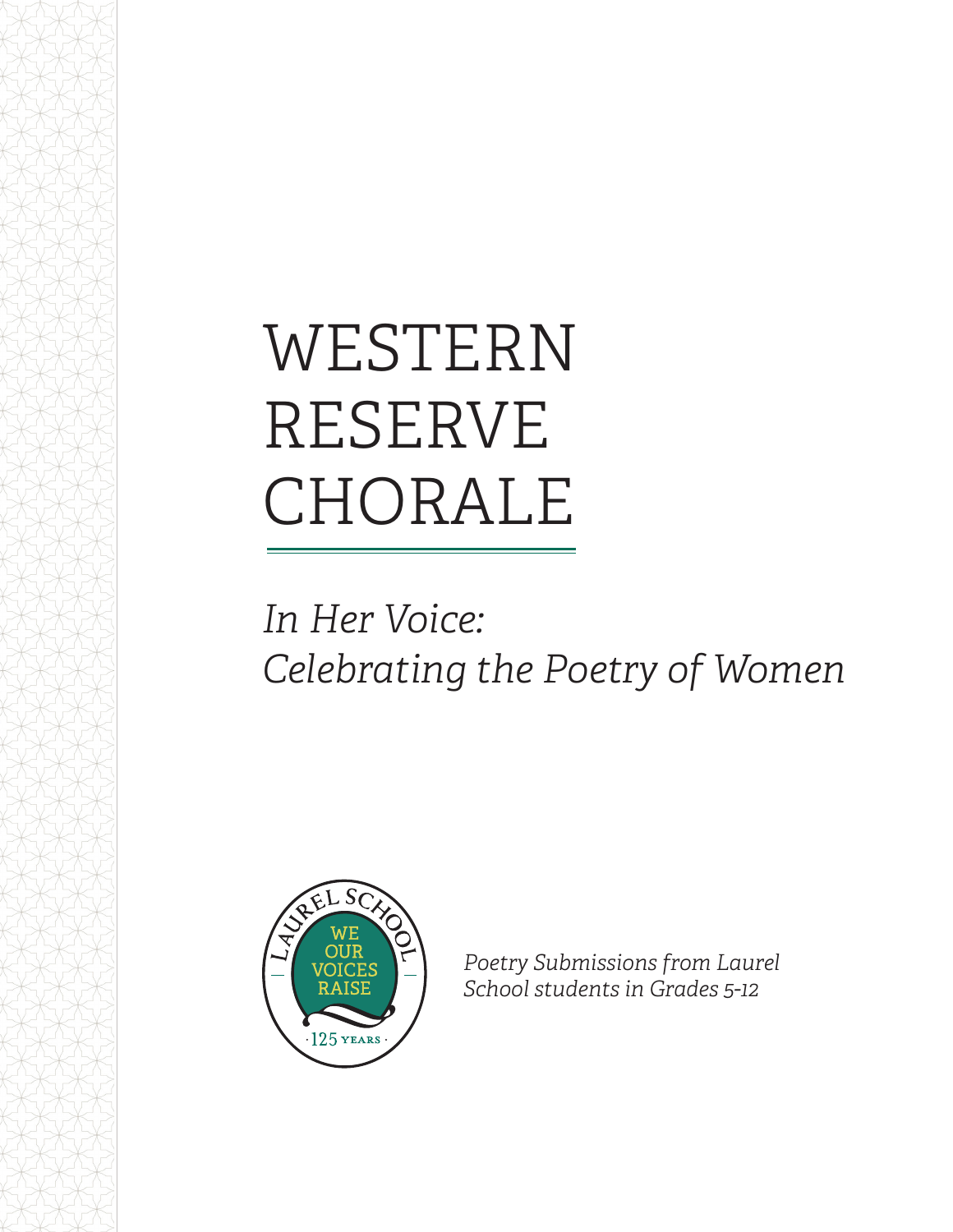# WESTERN RESERVE CHORALE

*In Her Voice:*
*Celebrating the Poetry of Women*

LAUREL SCHOOL
WE OUR VOICES RAISE
·125 YEARS·

*Poetry Submissions from Laurel School students in Grades 5-12*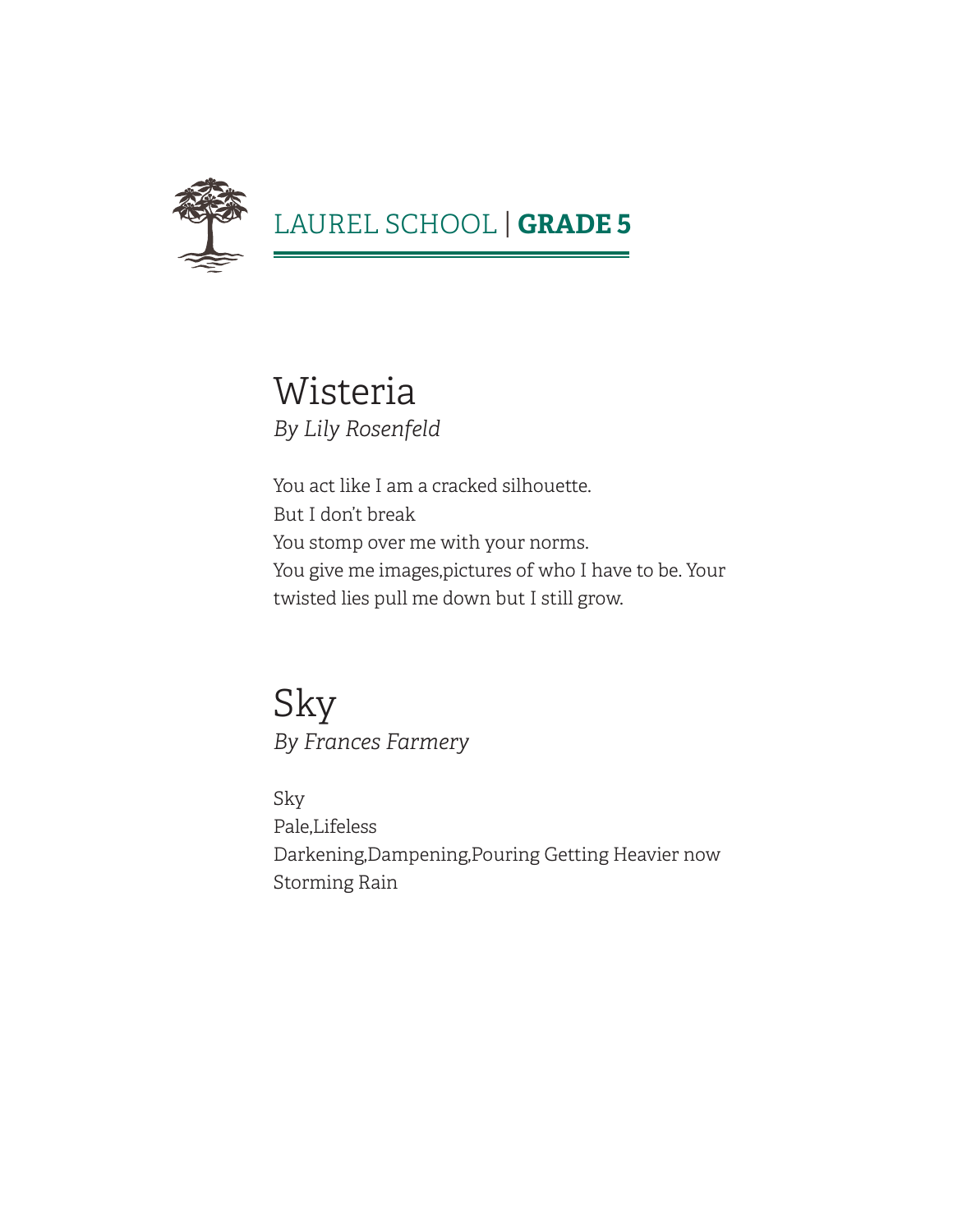# Wisteria

*By Lily Rosenfeld*

You act like I am a cracked silhouette.
But I don't break
You stomp over me with your norms.
You give me images,pictures of who I have to be. Your twisted lies pull me down but I still grow.

# Sky

*By Frances Farmery*

Sky
Pale,Lifeless
Darkening,Dampening,Pouring Getting Heavier now
Storming Rain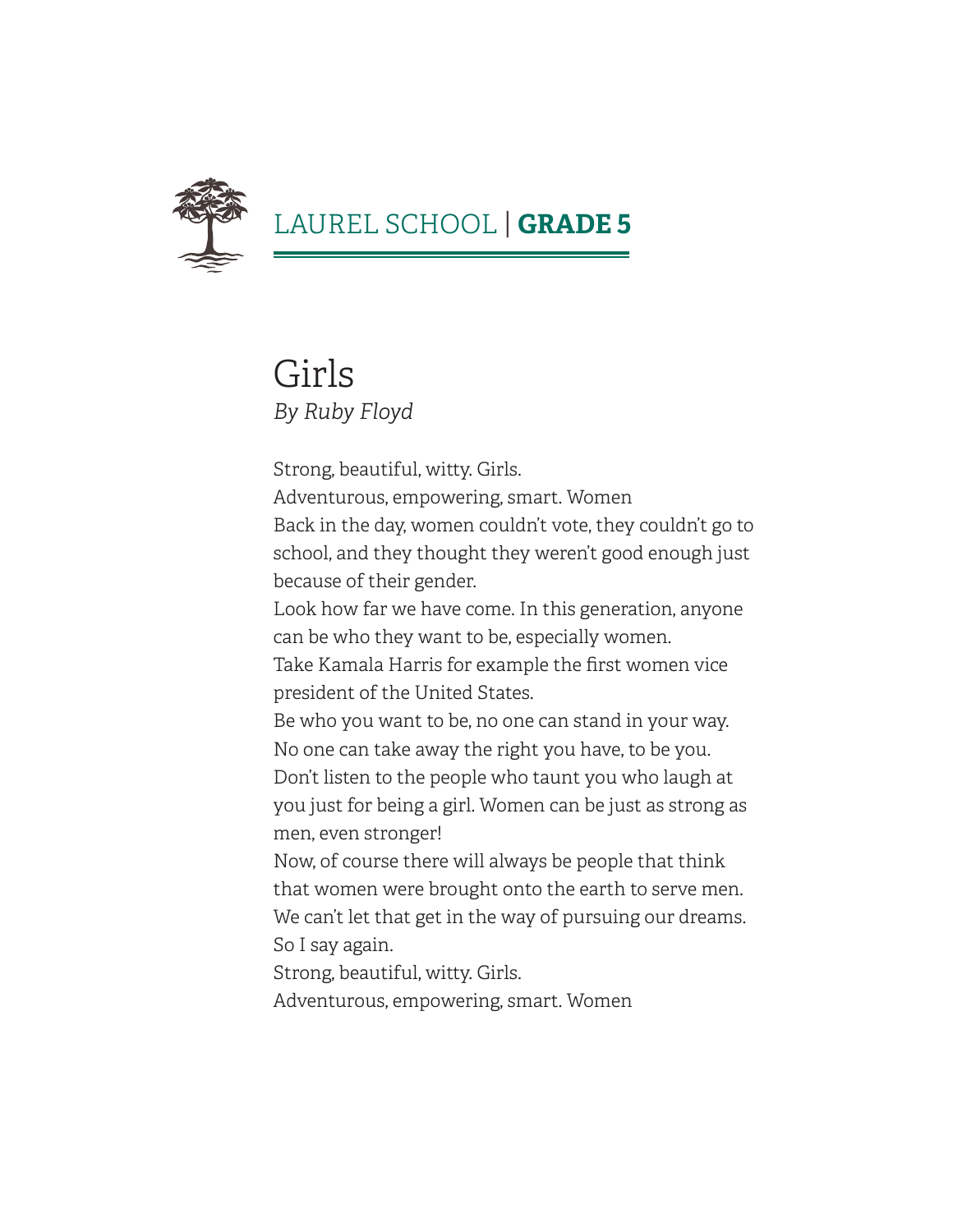LAUREL SCHOOL | **GRADE 5**

# Girls

*By Ruby Floyd*

Strong, beautiful, witty. Girls.
Adventurous, empowering, smart. Women
Back in the day, women couldn't vote, they couldn't go to school, and they thought they weren't good enough just because of their gender.
Look how far we have come. In this generation, anyone can be who they want to be, especially women.
Take Kamala Harris for example the first women vice president of the United States.
Be who you want to be, no one can stand in your way.
No one can take away the right you have, to be you.
Don't listen to the people who taunt you who laugh at you just for being a girl. Women can be just as strong as men, even stronger!
Now, of course there will always be people that think that women were brought onto the earth to serve men.
We can't let that get in the way of pursuing our dreams.
So I say again.
Strong, beautiful, witty. Girls.
Adventurous, empowering, smart. Women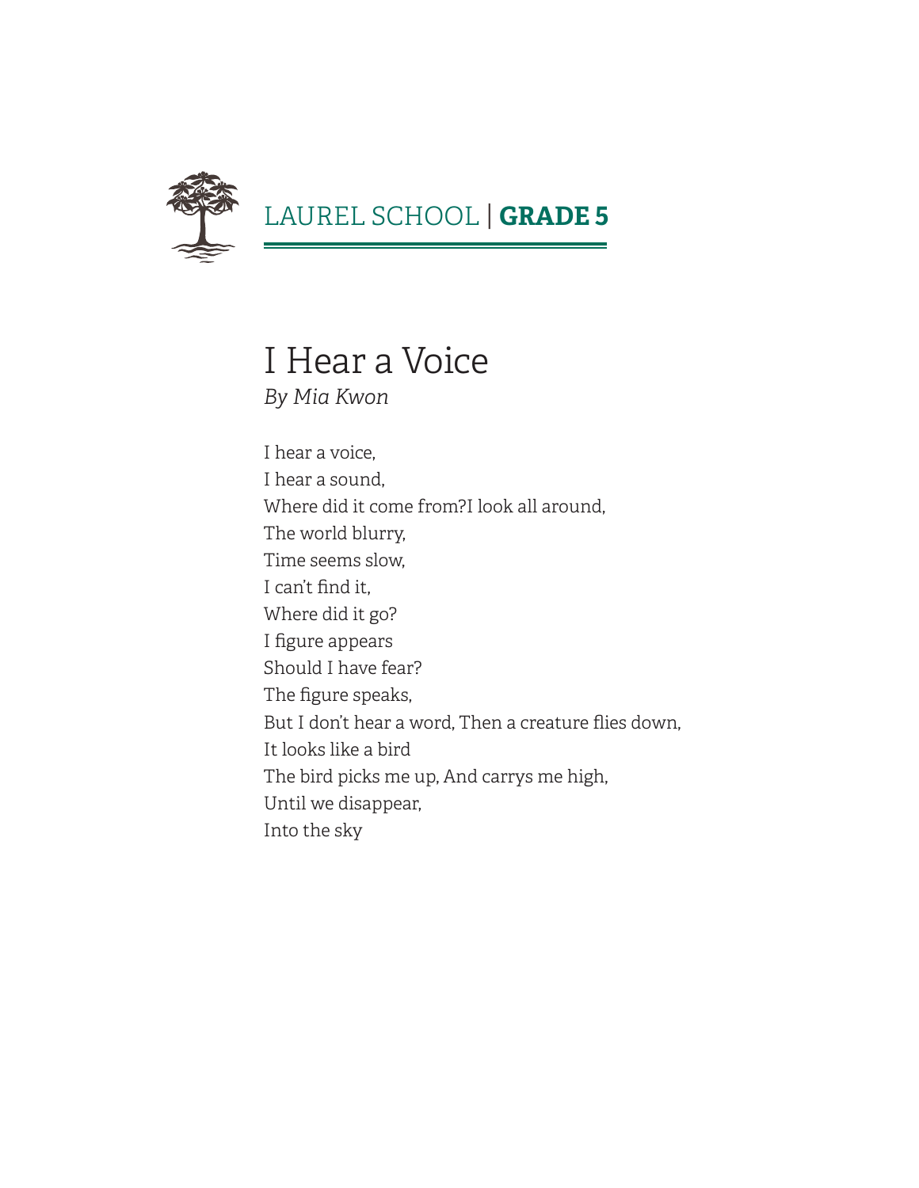# I Hear a Voice

*By Mia Kwon*

I hear a voice,
I hear a sound,
Where did it come from?I look all around,
The world blurry,
Time seems slow,
I can't find it,
Where did it go?
I figure appears
Should I have fear?
The figure speaks,
But I don't hear a word, Then a creature flies down,
It looks like a bird
The bird picks me up, And carrys me high,
Until we disappear,
Into the sky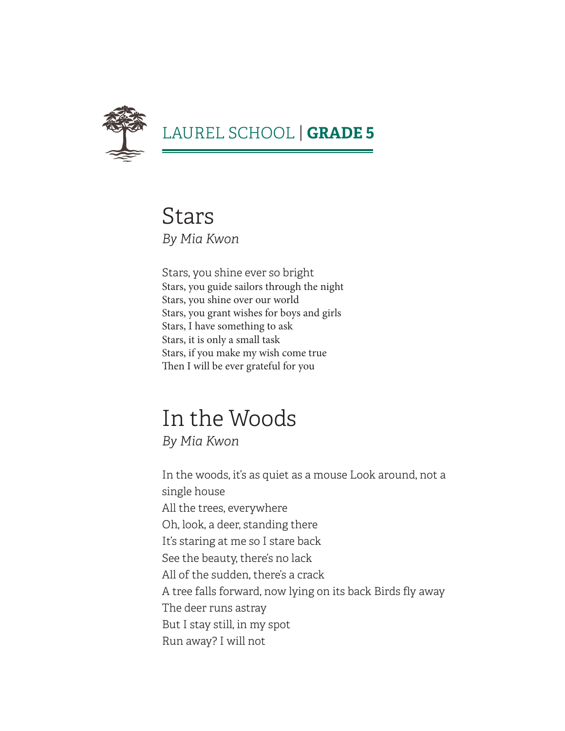## Stars

*By Mia Kwon*

Stars, you shine ever so bright  
Stars, you guide sailors through the night  
Stars, you shine over our world  
Stars, you grant wishes for boys and girls  
Stars, I have something to ask  
Stars, it is only a small task  
Stars, if you make my wish come true  
Then I will be ever grateful for you

## In the Woods

*By Mia Kwon*

In the woods, it's as quiet as a mouse Look around, not a single house  
All the trees, everywhere  
Oh, look, a deer, standing there  
It's staring at me so I stare back  
See the beauty, there's no lack  
All of the sudden, there's a crack  
A tree falls forward, now lying on its back Birds fly away  
The deer runs astray  
But I stay still, in my spot  
Run away? I will not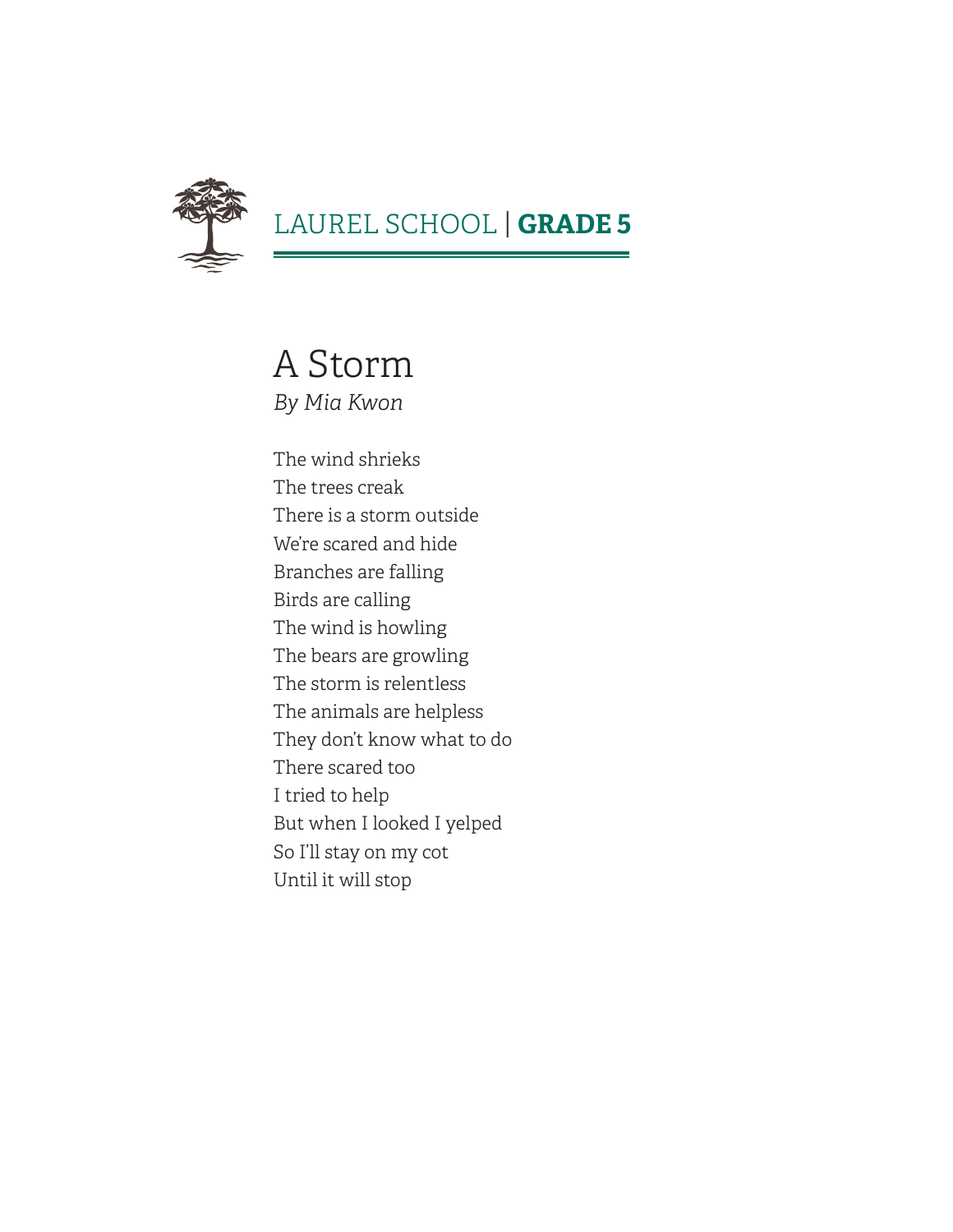# A Storm

*By Mia Kwon*

The wind shrieks  
The trees creak  
There is a storm outside  
We're scared and hide  
Branches are falling  
Birds are calling  
The wind is howling  
The bears are growling  
The storm is relentless  
The animals are helpless  
They don't know what to do  
There scared too  
I tried to help  
But when I looked I yelped  
So I'll stay on my cot  
Until it will stop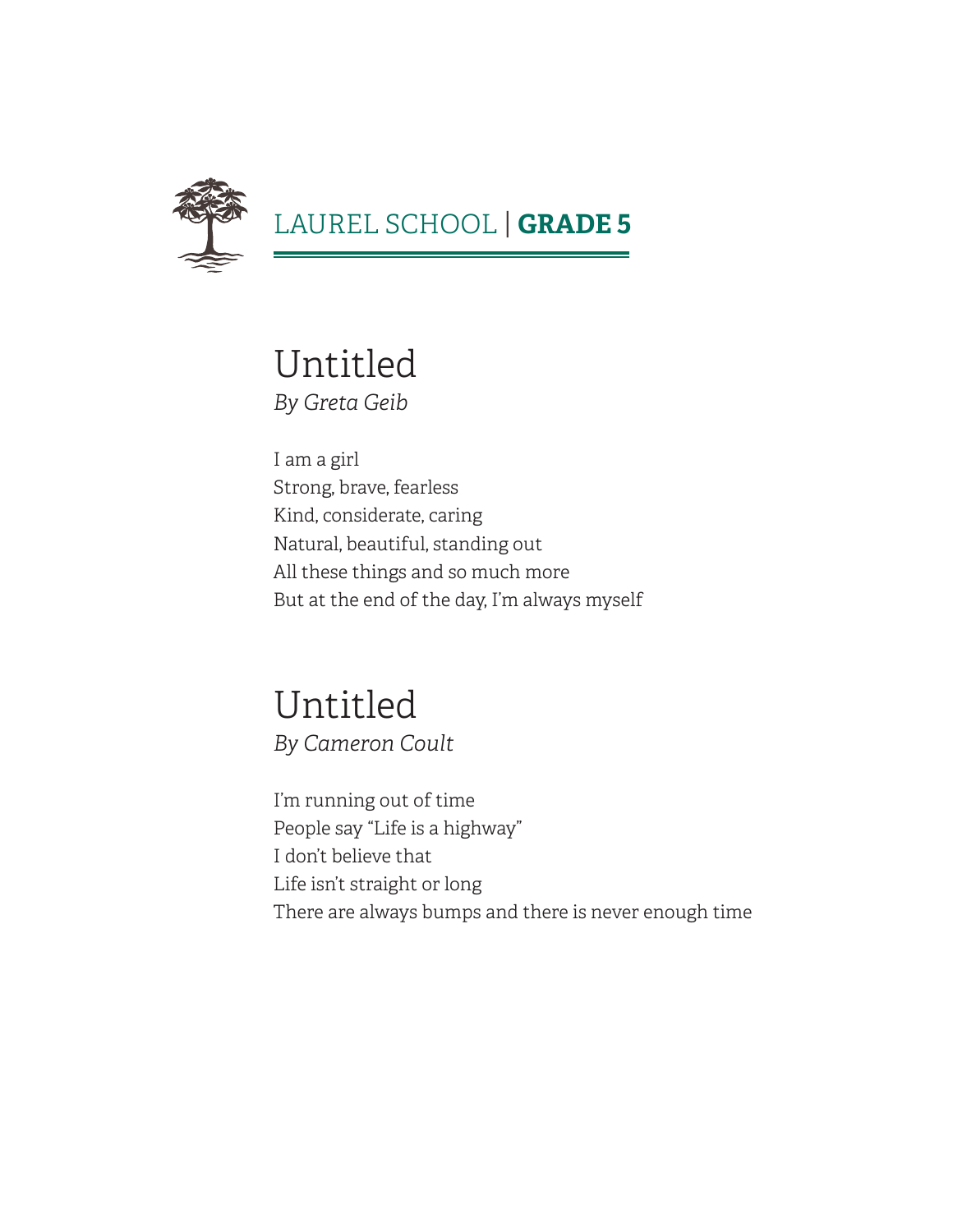# Untitled

*By Greta Geib*

I am a girl
Strong, brave, fearless
Kind, considerate, caring
Natural, beautiful, standing out
All these things and so much more
But at the end of the day, I'm always myself

# Untitled

*By Cameron Coult*

I'm running out of time
People say "Life is a highway"
I don't believe that
Life isn't straight or long
There are always bumps and there is never enough time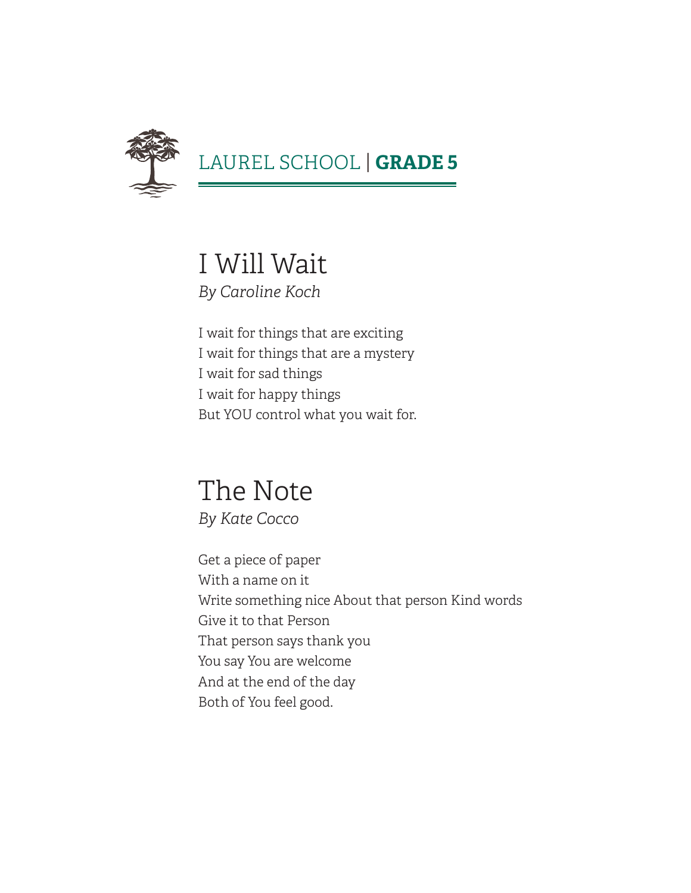# I Will Wait

*By Caroline Koch*

I wait for things that are exciting
I wait for things that are a mystery
I wait for sad things
I wait for happy things
But YOU control what you wait for.

# The Note

*By Kate Cocco*

Get a piece of paper
With a name on it
Write something nice About that person Kind words
Give it to that Person
That person says thank you
You say You are welcome
And at the end of the day
Both of You feel good.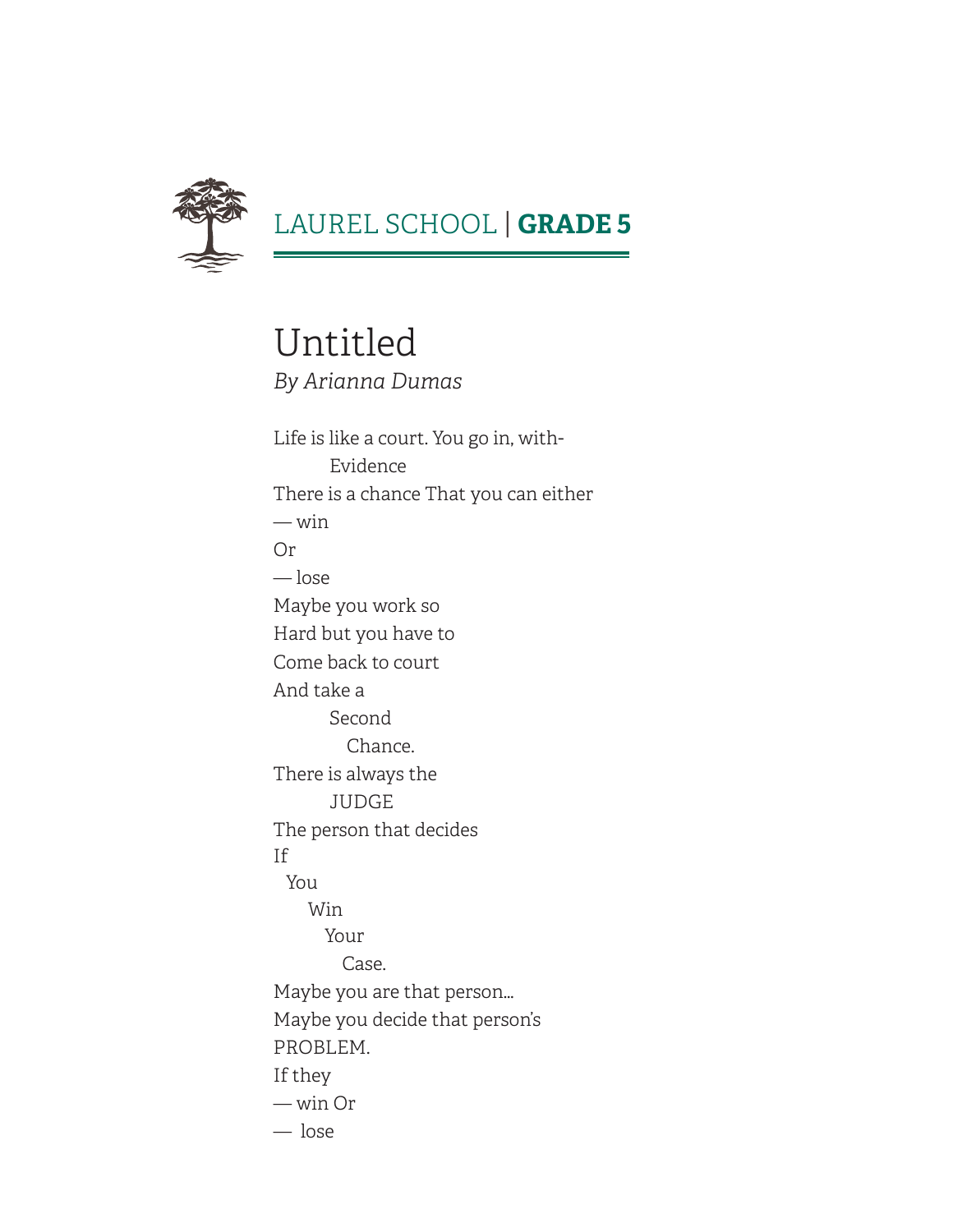LAUREL SCHOOL | **GRADE 5**

# Untitled

*By Arianna Dumas*

Life is like a court. You go in, with-
        Evidence
There is a chance That you can either
— win
Or
— lose
Maybe you work so
Hard but you have to
Come back to court
And take a
        Second
          Chance.
There is always the
        JUDGE
The person that decides
If
  You
     Win
        Your
          Case.
Maybe you are that person...
Maybe you decide that person's
PROBLEM.
If they
— win Or
— lose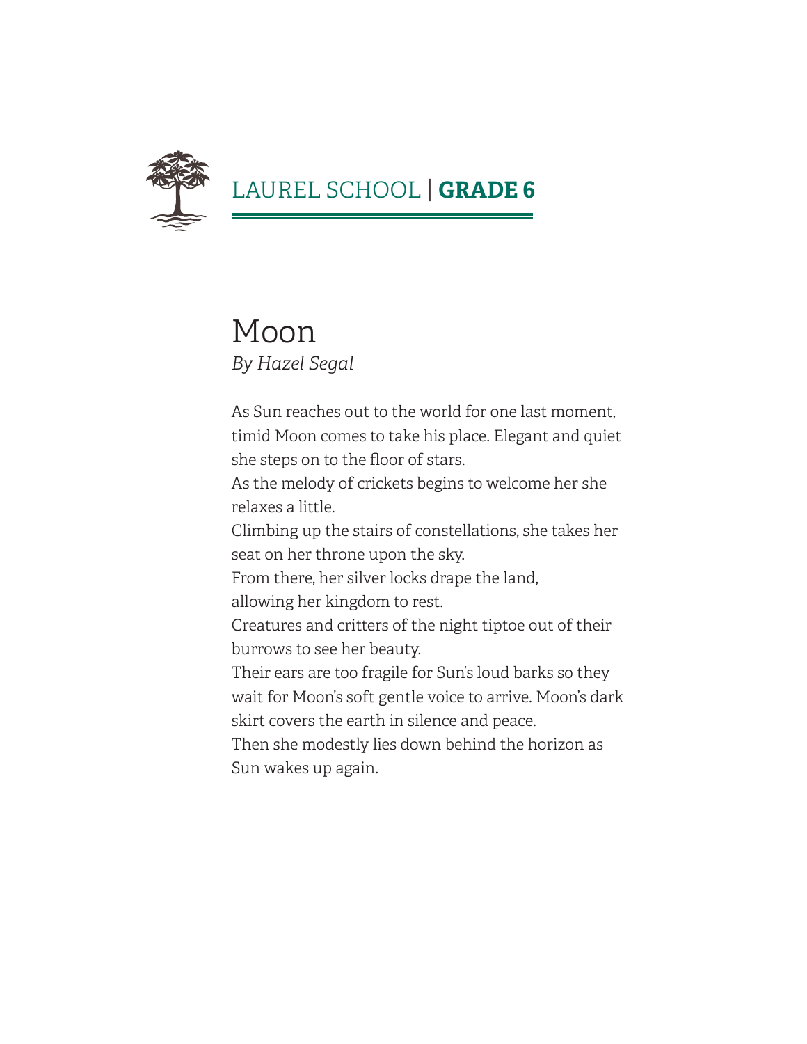# Moon

*By Hazel Segal*

As Sun reaches out to the world for one last moment, timid Moon comes to take his place. Elegant and quiet she steps on to the floor of stars.
As the melody of crickets begins to welcome her she relaxes a little.
Climbing up the stairs of constellations, she takes her seat on her throne upon the sky.
From there, her silver locks drape the land,
allowing her kingdom to rest.
Creatures and critters of the night tiptoe out of their burrows to see her beauty.
Their ears are too fragile for Sun's loud barks so they wait for Moon's soft gentle voice to arrive. Moon's dark skirt covers the earth in silence and peace.
Then she modestly lies down behind the horizon as Sun wakes up again.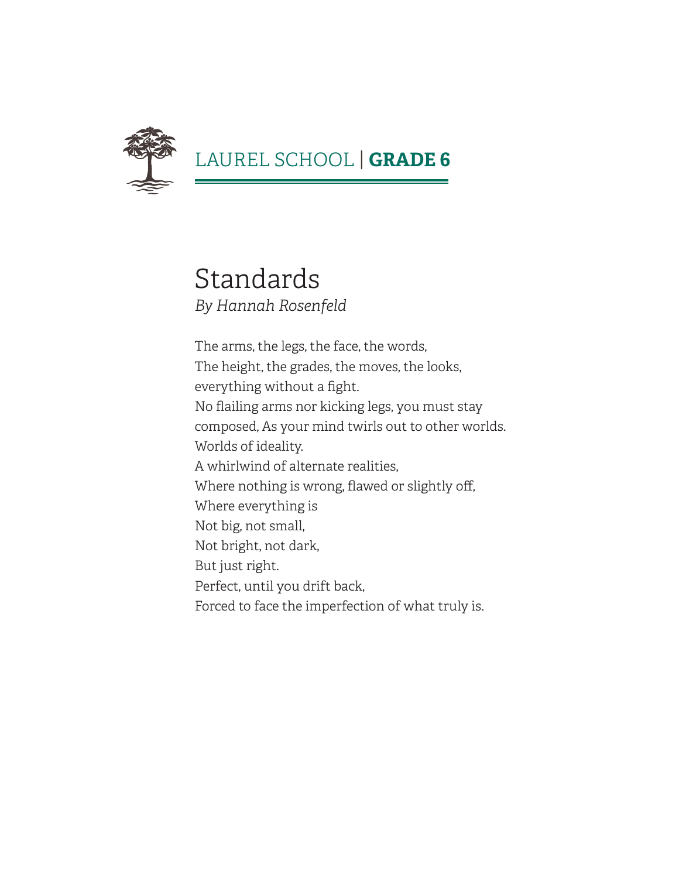LAUREL SCHOOL | **GRADE 6**

# Standards

*By Hannah Rosenfeld*

The arms, the legs, the face, the words,
The height, the grades, the moves, the looks,
everything without a fight.
No flailing arms nor kicking legs, you must stay
composed, As your mind twirls out to other worlds.
Worlds of ideality.
A whirlwind of alternate realities,
Where nothing is wrong, flawed or slightly off,
Where everything is
Not big, not small,
Not bright, not dark,
But just right.
Perfect, until you drift back,
Forced to face the imperfection of what truly is.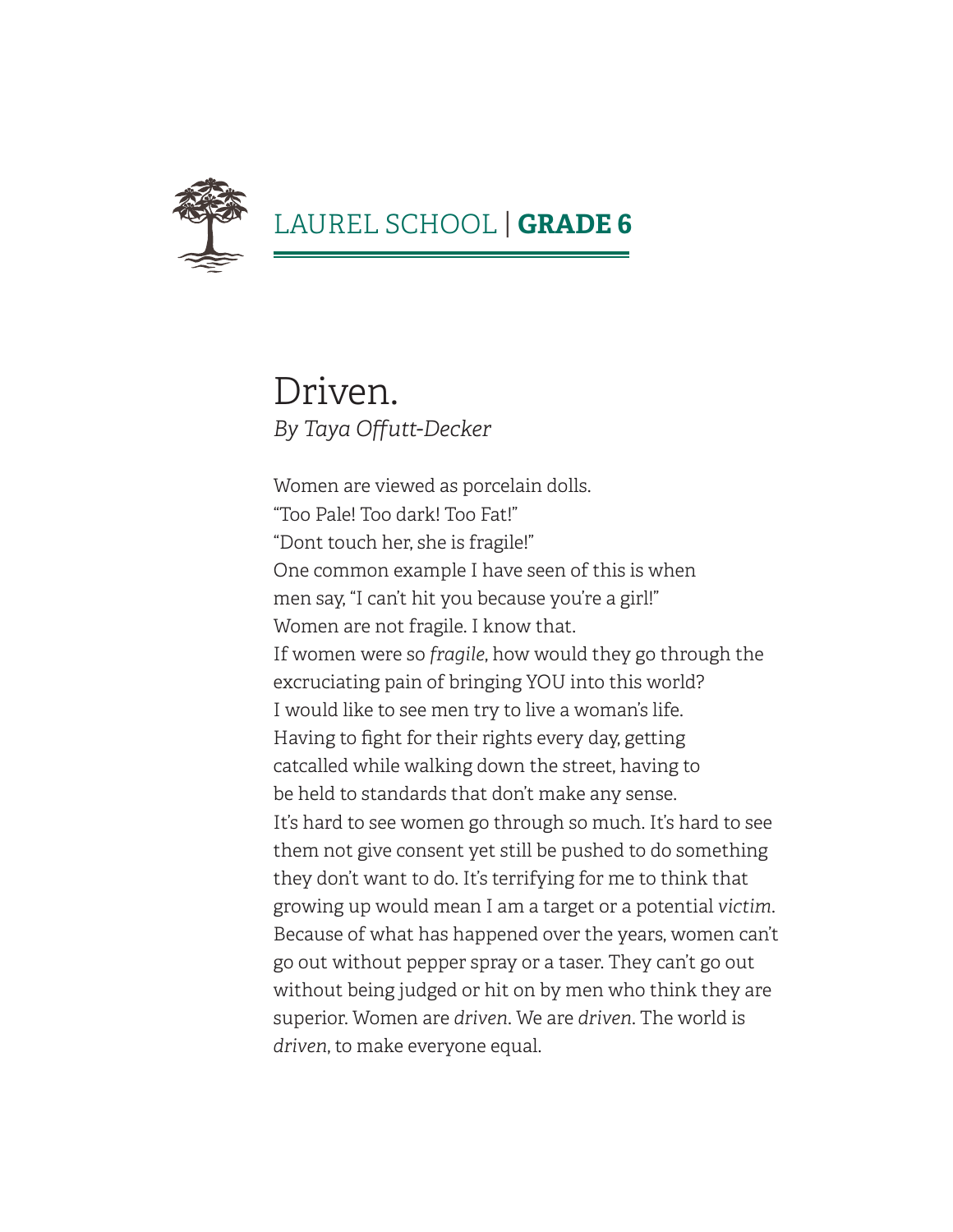# Driven.

*By Taya Offutt-Decker*

Women are viewed as porcelain dolls.
"Too Pale! Too dark! Too Fat!"
"Dont touch her, she is fragile!"
One common example I have seen of this is when
men say, "I can't hit you because you're a girl!"
Women are not fragile. I know that.
If women were so *fragile*, how would they go through the
excruciating pain of bringing YOU into this world?
I would like to see men try to live a woman's life.
Having to fight for their rights every day, getting
catcalled while walking down the street, having to
be held to standards that don't make any sense.
It's hard to see women go through so much. It's hard to see
them not give consent yet still be pushed to do something
they don't want to do. It's terrifying for me to think that
growing up would mean I am a target or a potential *victim*.
Because of what has happened over the years, women can't
go out without pepper spray or a taser. They can't go out
without being judged or hit on by men who think they are
superior. Women are *driven*. We are *driven*. The world is
*driven*, to make everyone equal.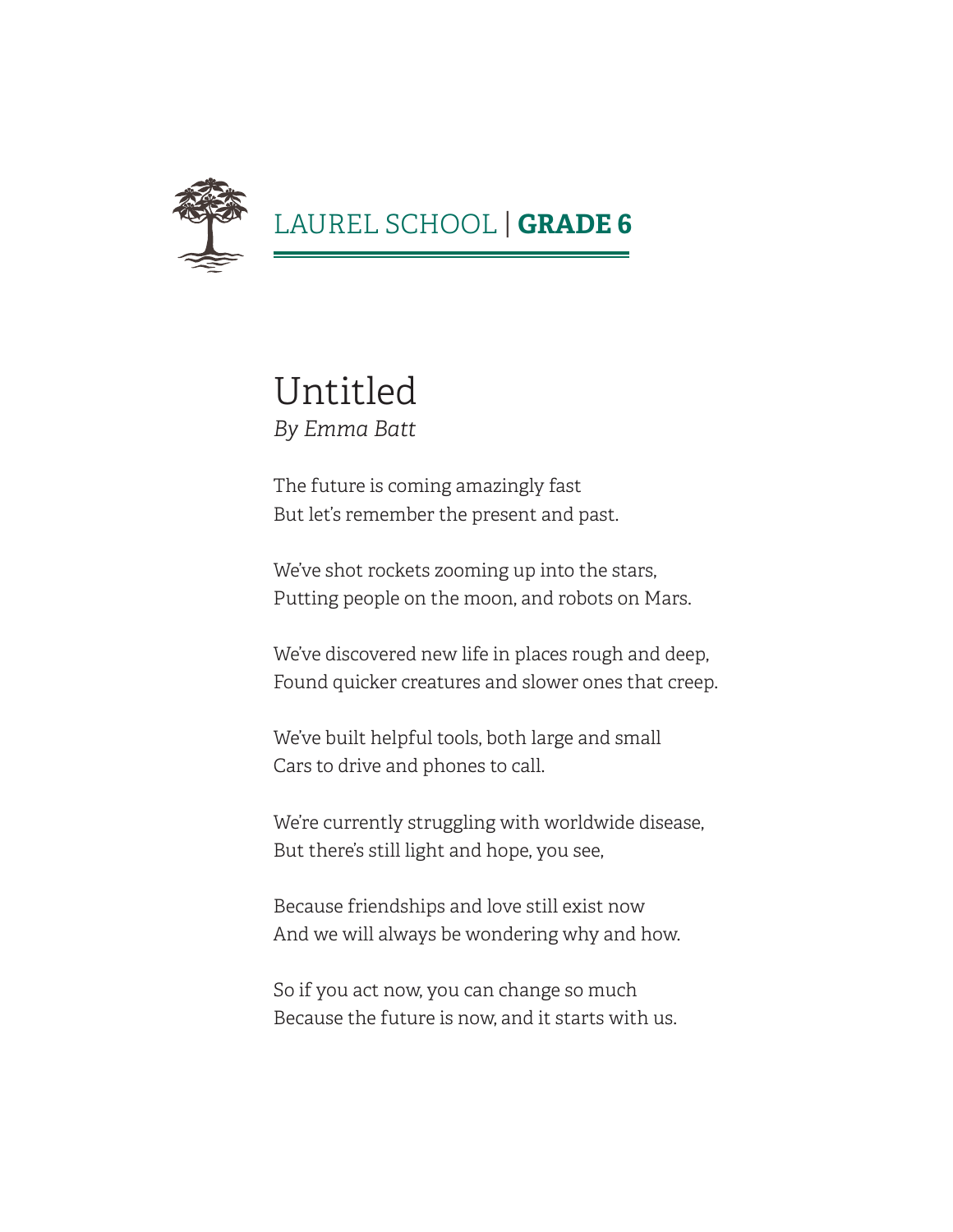LAUREL SCHOOL | **GRADE 6**

# Untitled

*By Emma Batt*

The future is coming amazingly fast
But let's remember the present and past.

We've shot rockets zooming up into the stars,
Putting people on the moon, and robots on Mars.

We've discovered new life in places rough and deep,
Found quicker creatures and slower ones that creep.

We've built helpful tools, both large and small
Cars to drive and phones to call.

We're currently struggling with worldwide disease,
But there's still light and hope, you see,

Because friendships and love still exist now
And we will always be wondering why and how.

So if you act now, you can change so much
Because the future is now, and it starts with us.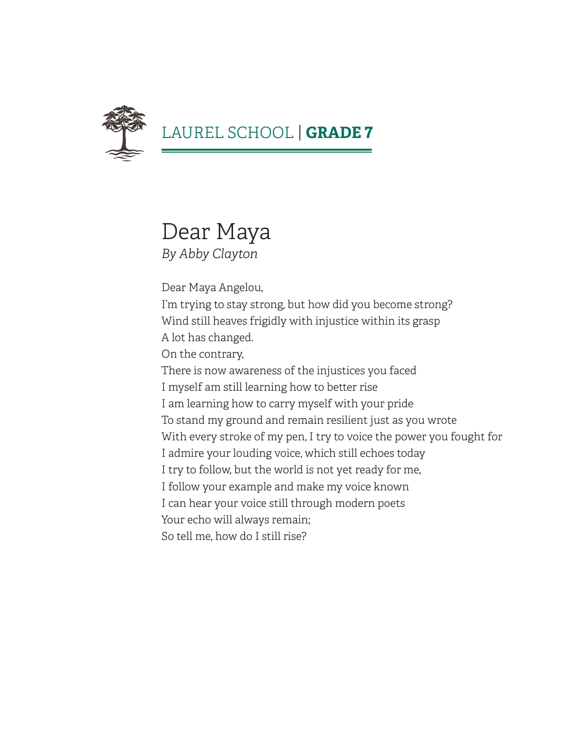# Dear Maya

*By Abby Clayton*

Dear Maya Angelou,
I'm trying to stay strong, but how did you become strong?
Wind still heaves frigidly with injustice within its grasp
A lot has changed.
On the contrary,
There is now awareness of the injustices you faced
I myself am still learning how to better rise
I am learning how to carry myself with your pride
To stand my ground and remain resilient just as you wrote
With every stroke of my pen, I try to voice the power you fought for
I admire your louding voice, which still echoes today
I try to follow, but the world is not yet ready for me,
I follow your example and make my voice known
I can hear your voice still through modern poets
Your echo will always remain;
So tell me, how do I still rise?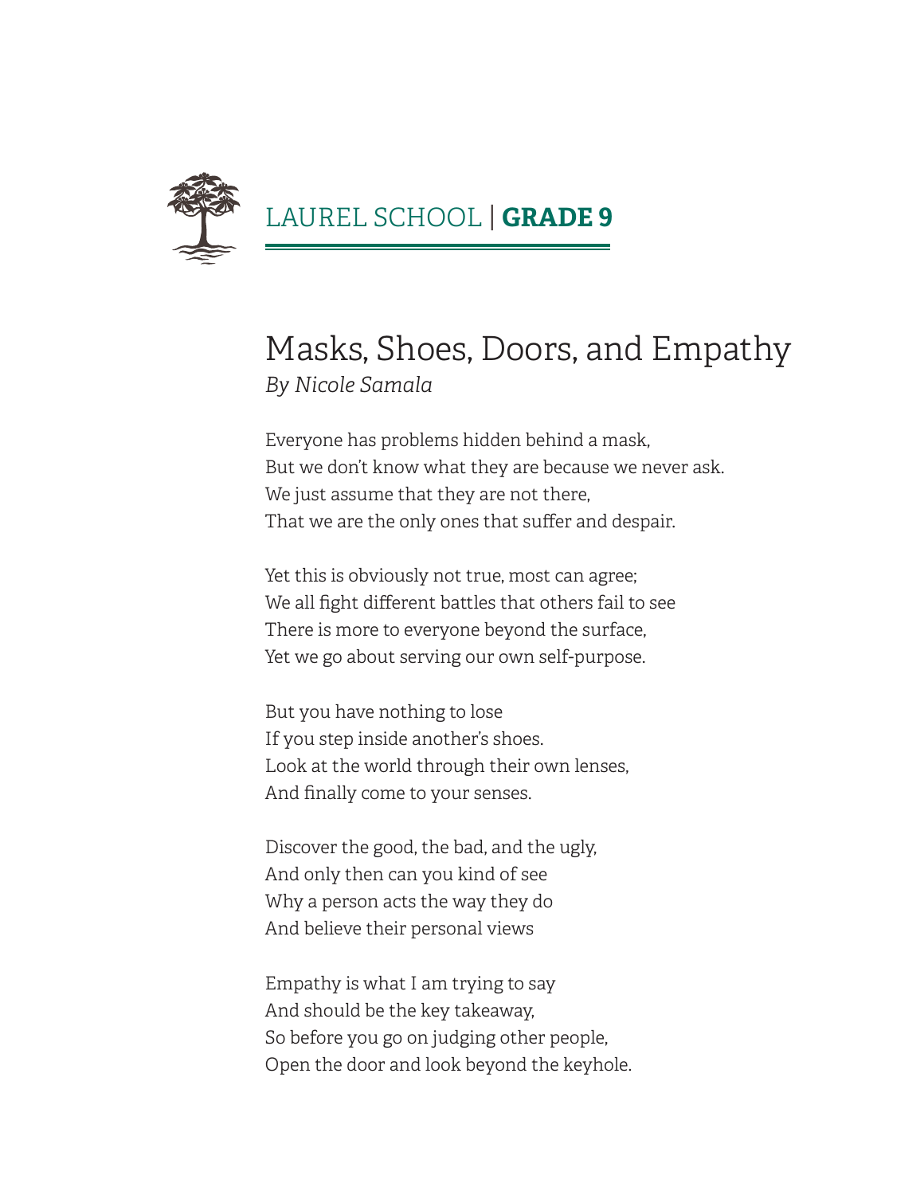LAUREL SCHOOL | **GRADE 9**

# Masks, Shoes, Doors, and Empathy

*By Nicole Samala*

Everyone has problems hidden behind a mask,  
But we don't know what they are because we never ask.  
We just assume that they are not there,  
That we are the only ones that suffer and despair.

Yet this is obviously not true, most can agree;  
We all fight different battles that others fail to see  
There is more to everyone beyond the surface,  
Yet we go about serving our own self-purpose.

But you have nothing to lose  
If you step inside another's shoes.  
Look at the world through their own lenses,  
And finally come to your senses.

Discover the good, the bad, and the ugly,  
And only then can you kind of see  
Why a person acts the way they do  
And believe their personal views

Empathy is what I am trying to say  
And should be the key takeaway,  
So before you go on judging other people,  
Open the door and look beyond the keyhole.